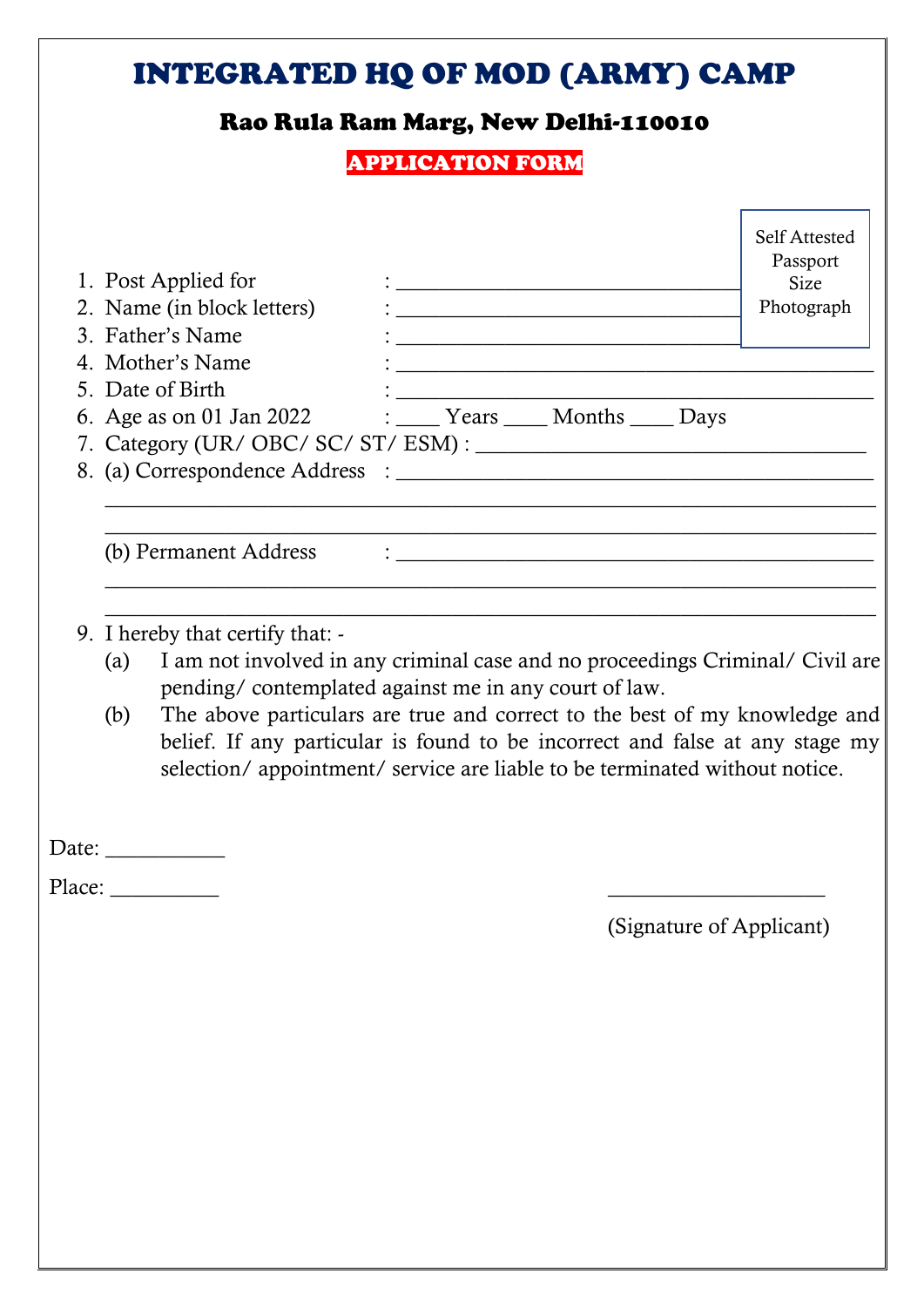# INTEGRATED HQ OF MOD (ARMY) CAMP

## Rao Rula Ram Marg, New Delhi-110010

**APPLICATION FORM**

Self Attested Passport Size Photograph

1. Post Applied for : ________________________________
2. Name (in block letters) : ________________________________
3. Father's Name : ________________________________
4. Mother's Name : ________________________________________
5. Date of Birth : ________________________________________
6. Age as on 01 Jan 2022 : ____ Years ____ Months ____ Days
7. Category (UR/ OBC/ SC/ ST/ ESM) : ____________________________________
8. (a) Correspondence Address : ________________________________________

   ________________________________________________________________________

   ________________________________________________________________________

   (b) Permanent Address : ________________________________________

   ________________________________________________________________________

   ________________________________________________________________________

9. I hereby that certify that: -
   (a) I am not involved in any criminal case and no proceedings Criminal/ Civil are pending/ contemplated against me in any court of law.
   (b) The above particulars are true and correct to the best of my knowledge and belief. If any particular is found to be incorrect and false at any stage my selection/ appointment/ service are liable to be terminated without notice.

Date: ___________

Place: __________

____________________

(Signature of Applicant)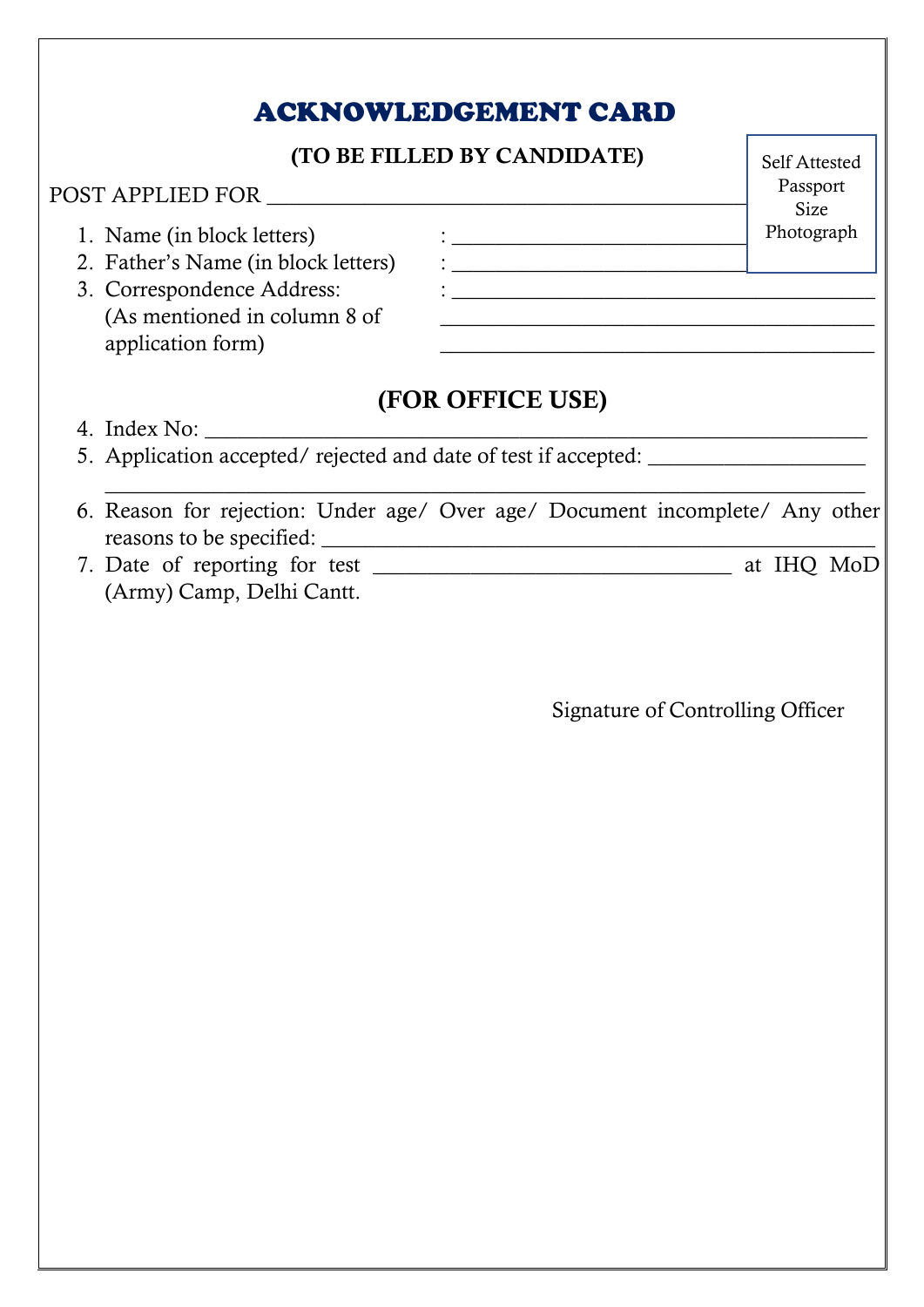# ACKNOWLEDGEMENT CARD

**(TO BE FILLED BY CANDIDATE)**

Self Attested Passport Size Photograph

POST APPLIED FOR ____________________________________________

1. Name (in block letters) : ____________________________
2. Father's Name (in block letters) : ____________________________
3. Correspondence Address: : ________________________________________
   (As mentioned in column 8 of ________________________________________
   application form) ________________________________________

## (FOR OFFICE USE)

4. Index No: ______________________________________________________________
5. Application accepted/ rejected and date of test if accepted: ____________________
   ______________________________________________________________________
6. Reason for rejection: Under age/ Over age/ Document incomplete/ Any other reasons to be specified: ________________________________________________
7. Date of reporting for test ________________________________ at IHQ MoD (Army) Camp, Delhi Cantt.

Signature of Controlling Officer